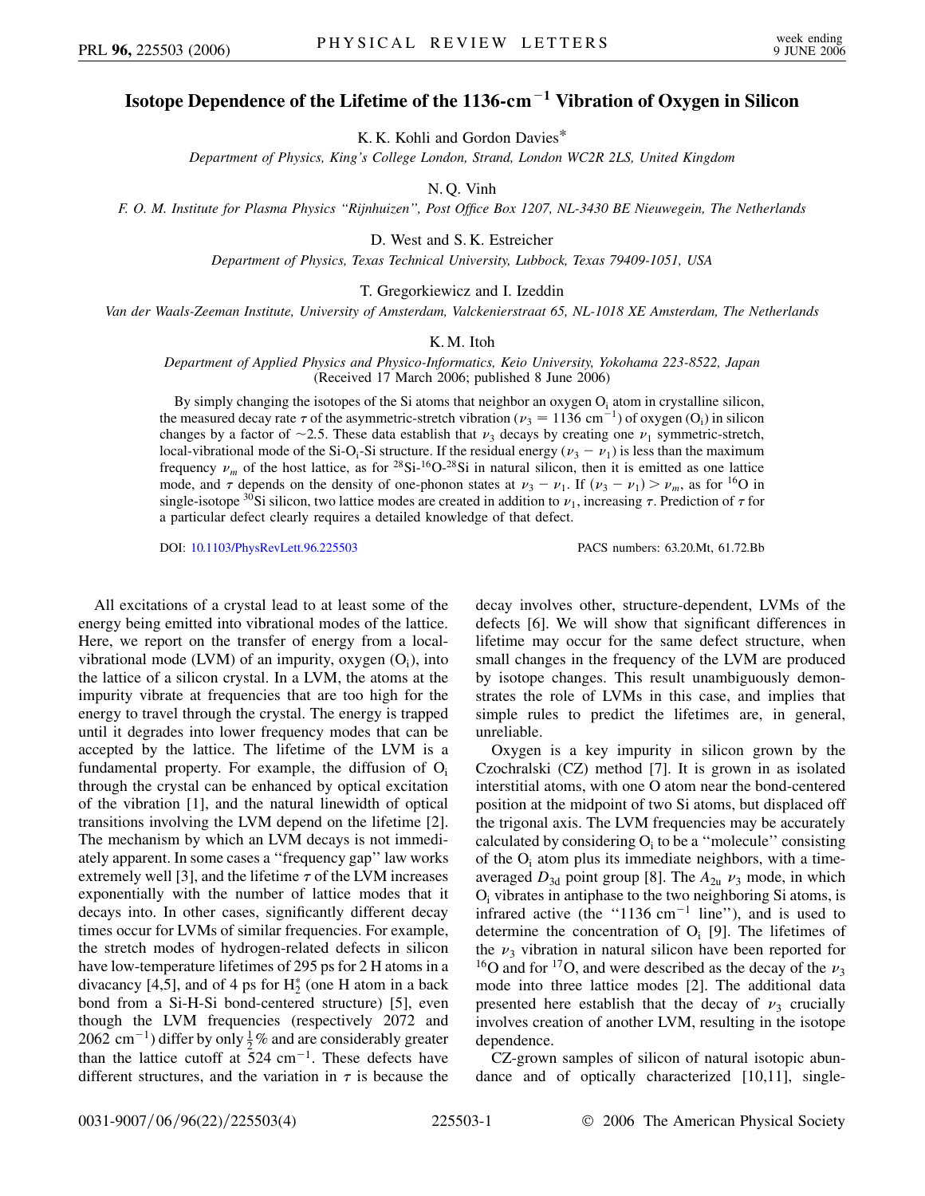# Isotope Dependence of the Lifetime of the 1136-cm$^{-1}$ Vibration of Oxygen in Silicon

K. K. Kohli and Gordon Davies*

*Department of Physics, King's College London, Strand, London WC2R 2LS, United Kingdom*

N. Q. Vinh

*F. O. M. Institute for Plasma Physics "Rijnhuizen", Post Office Box 1207, NL-3430 BE Nieuwegein, The Netherlands*

D. West and S. K. Estreicher

*Department of Physics, Texas Technical University, Lubbock, Texas 79409-1051, USA*

T. Gregorkiewicz and I. Izeddin

*Van der Waals-Zeeman Institute, University of Amsterdam, Valckenierstraat 65, NL-1018 XE Amsterdam, The Netherlands*

K. M. Itoh

*Department of Applied Physics and Physico-Informatics, Keio University, Yokohama 223-8522, Japan*
(Received 17 March 2006; published 8 June 2006)

By simply changing the isotopes of the Si atoms that neighbor an oxygen $O_i$ atom in crystalline silicon, the measured decay rate $\tau$ of the asymmetric-stretch vibration ($\nu_3 = 1136$ cm$^{-1}$) of oxygen ($O_i$) in silicon changes by a factor of ~2.5. These data establish that $\nu_3$ decays by creating one $\nu_1$ symmetric-stretch, local-vibrational mode of the Si-$O_i$-Si structure. If the residual energy ($\nu_3 - \nu_1$) is less than the maximum frequency $\nu_m$ of the host lattice, as for $^{28}$Si-$^{16}$O-$^{28}$Si in natural silicon, then it is emitted as one lattice mode, and $\tau$ depends on the density of one-phonon states at $\nu_3 - \nu_1$. If $(\nu_3 - \nu_1) > \nu_m$, as for $^{16}$O in single-isotope $^{30}$Si silicon, two lattice modes are created in addition to $\nu_1$, increasing $\tau$. Prediction of $\tau$ for a particular defect clearly requires a detailed knowledge of that defect.

DOI: 10.1103/PhysRevLett.96.225503 PACS numbers: 63.20.Mt, 61.72.Bb

All excitations of a crystal lead to at least some of the energy being emitted into vibrational modes of the lattice. Here, we report on the transfer of energy from a local-vibrational mode (LVM) of an impurity, oxygen ($O_i$), into the lattice of a silicon crystal. In a LVM, the atoms at the impurity vibrate at frequencies that are too high for the energy to travel through the crystal. The energy is trapped until it degrades into lower frequency modes that can be accepted by the lattice. The lifetime of the LVM is a fundamental property. For example, the diffusion of $O_i$ through the crystal can be enhanced by optical excitation of the vibration [1], and the natural linewidth of optical transitions involving the LVM depend on the lifetime [2]. The mechanism by which an LVM decays is not immediately apparent. In some cases a "frequency gap" law works extremely well [3], and the lifetime $\tau$ of the LVM increases exponentially with the number of lattice modes that it decays into. In other cases, significantly different decay times occur for LVMs of similar frequencies. For example, the stretch modes of hydrogen-related defects in silicon have low-temperature lifetimes of 295 ps for 2 H atoms in a divacancy [4,5], and of 4 ps for $H_2^*$ (one H atom in a back bond from a Si-H-Si bond-centered structure) [5], even though the LVM frequencies (respectively 2072 and 2062 cm$^{-1}$) differ by only $\frac{1}{2}$% and are considerably greater than the lattice cutoff at 524 cm$^{-1}$. These defects have different structures, and the variation in $\tau$ is because the decay involves other, structure-dependent, LVMs of the defects [6]. We will show that significant differences in lifetime may occur for the same defect structure, when small changes in the frequency of the LVM are produced by isotope changes. This result unambiguously demonstrates the role of LVMs in this case, and implies that simple rules to predict the lifetimes are, in general, unreliable.

Oxygen is a key impurity in silicon grown by the Czochralski (CZ) method [7]. It is grown in as isolated interstitial atoms, with one O atom near the bond-centered position at the midpoint of two Si atoms, but displaced off the trigonal axis. The LVM frequencies may be accurately calculated by considering $O_i$ to be a "molecule" consisting of the $O_i$ atom plus its immediate neighbors, with a time-averaged $D_{3d}$ point group [8]. The $A_{2u}$ $\nu_3$ mode, in which $O_i$ vibrates in antiphase to the two neighboring Si atoms, is infrared active (the "1136 cm$^{-1}$ line"), and is used to determine the concentration of $O_i$ [9]. The lifetimes of the $\nu_3$ vibration in natural silicon have been reported for $^{16}$O and for $^{17}$O, and were described as the decay of the $\nu_3$ mode into three lattice modes [2]. The additional data presented here establish that the decay of $\nu_3$ crucially involves creation of another LVM, resulting in the isotope dependence.

CZ-grown samples of silicon of natural isotopic abundance and of optically characterized [10,11], single-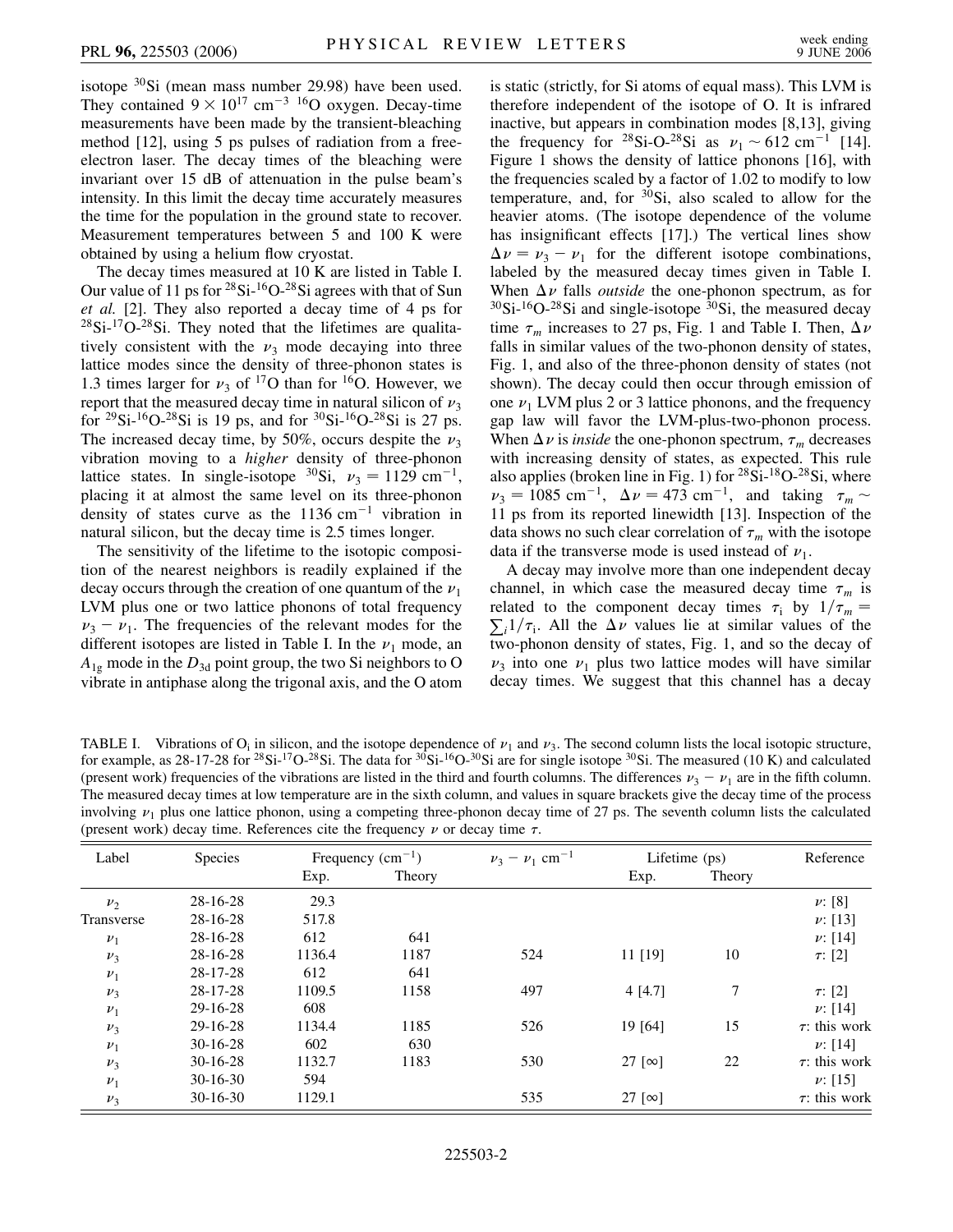isotope $^{30}$Si (mean mass number 29.98) have been used. They contained $9 \times 10^{17}$ cm$^{-3}$ $^{16}$O oxygen. Decay-time measurements have been made by the transient-bleaching method [12], using 5 ps pulses of radiation from a free-electron laser. The decay times of the bleaching were invariant over 15 dB of attenuation in the pulse beam's intensity. In this limit the decay time accurately measures the time for the population in the ground state to recover. Measurement temperatures between 5 and 100 K were obtained by using a helium flow cryostat.

The decay times measured at 10 K are listed in Table I. Our value of 11 ps for $^{28}$Si-$^{16}$O-$^{28}$Si agrees with that of Sun *et al.* [2]. They also reported a decay time of 4 ps for $^{28}$Si-$^{17}$O-$^{28}$Si. They noted that the lifetimes are qualitatively consistent with the $\nu_3$ mode decaying into three lattice modes since the density of three-phonon states is 1.3 times larger for $\nu_3$ of $^{17}$O than for $^{16}$O. However, we report that the measured decay time in natural silicon of $\nu_3$ for $^{29}$Si-$^{16}$O-$^{28}$Si is 19 ps, and for $^{30}$Si-$^{16}$O-$^{28}$Si is 27 ps. The increased decay time, by 50%, occurs despite the $\nu_3$ vibration moving to a *higher* density of three-phonon lattice states. In single-isotope $^{30}$Si, $\nu_3 = 1129$ cm$^{-1}$, placing it at almost the same level on its three-phonon density of states curve as the 1136 cm$^{-1}$ vibration in natural silicon, but the decay time is 2.5 times longer.

The sensitivity of the lifetime to the isotopic composition of the nearest neighbors is readily explained if the decay occurs through the creation of one quantum of the $\nu_1$ LVM plus one or two lattice phonons of total frequency $\nu_3 - \nu_1$. The frequencies of the relevant modes for the different isotopes are listed in Table I. In the $\nu_1$ mode, an $A_{1g}$ mode in the $D_{3d}$ point group, the two Si neighbors to O vibrate in antiphase along the trigonal axis, and the O atom is static (strictly, for Si atoms of equal mass). This LVM is therefore independent of the isotope of O. It is infrared inactive, but appears in combination modes [8,13], giving the frequency for $^{28}$Si-O-$^{28}$Si as $\nu_1 \sim 612$ cm$^{-1}$ [14]. Figure 1 shows the density of lattice phonons [16], with the frequencies scaled by a factor of 1.02 to modify to low temperature, and, for $^{30}$Si, also scaled to allow for the heavier atoms. (The isotope dependence of the volume has insignificant effects [17].) The vertical lines show $\Delta\nu = \nu_3 - \nu_1$ for the different isotope combinations, labeled by the measured decay times given in Table I. When $\Delta\nu$ falls *outside* the one-phonon spectrum, as for $^{30}$Si-$^{16}$O-$^{28}$Si and single-isotope $^{30}$Si, the measured decay time $\tau_m$ increases to 27 ps, Fig. 1 and Table I. Then, $\Delta\nu$ falls in similar values of the two-phonon density of states, Fig. 1, and also of the three-phonon density of states (not shown). The decay could then occur through emission of one $\nu_1$ LVM plus 2 or 3 lattice phonons, and the frequency gap law will favor the LVM-plus-two-phonon process. When $\Delta\nu$ is *inside* the one-phonon spectrum, $\tau_m$ decreases with increasing density of states, as expected. This rule also applies (broken line in Fig. 1) for $^{28}$Si-$^{18}$O-$^{28}$Si, where $\nu_3 = 1085$ cm$^{-1}$, $\Delta\nu = 473$ cm$^{-1}$, and taking $\tau_m \sim 11$ ps from its reported linewidth [13]. Inspection of the data shows no such clear correlation of $\tau_m$ with the isotope data if the transverse mode is used instead of $\nu_1$.

A decay may involve more than one independent decay channel, in which case the measured decay time $\tau_m$ is related to the component decay times $\tau_i$ by $1/\tau_m = \sum_i 1/\tau_i$. All the $\Delta\nu$ values lie at similar values of the two-phonon density of states, Fig. 1, and so the decay of $\nu_3$ into one $\nu_1$ plus two lattice modes will have similar decay times. We suggest that this channel has a decay

TABLE I. Vibrations of O$_i$ in silicon, and the isotope dependence of $\nu_1$ and $\nu_3$. The second column lists the local isotopic structure, for example, as 28-17-28 for $^{28}$Si-$^{17}$O-$^{28}$Si. The data for $^{30}$Si-$^{16}$O-$^{30}$Si are for single isotope $^{30}$Si. The measured (10 K) and calculated (present work) frequencies of the vibrations are listed in the third and fourth columns. The differences $\nu_3 - \nu_1$ are in the fifth column. The measured decay times at low temperature are in the sixth column, and values in square brackets give the decay time of the process involving $\nu_1$ plus one lattice phonon, using a competing three-phonon decay time of 27 ps. The seventh column lists the calculated (present work) decay time. References cite the frequency $\nu$ or decay time $\tau$.

| Label | Species | Frequency (cm$^{-1}$) | | $\nu_3 - \nu_1$ cm$^{-1}$ | Lifetime (ps) | | Reference |
|---|---|---|---|---|---|---|---|
| | | Exp. | Theory | | Exp. | Theory | |
| $\nu_2$ | 28-16-28 | 29.3 | | | | | $\nu$: [8] |
| Transverse | 28-16-28 | 517.8 | | | | | $\nu$: [13] |
| $\nu_1$ | 28-16-28 | 612 | 641 | | | | $\nu$: [14] |
| $\nu_3$ | 28-16-28 | 1136.4 | 1187 | 524 | 11 [19] | 10 | $\tau$: [2] |
| $\nu_1$ | 28-17-28 | 612 | 641 | | | | |
| $\nu_3$ | 28-17-28 | 1109.5 | 1158 | 497 | 4 [4.7] | 7 | $\tau$: [2] |
| $\nu_1$ | 29-16-28 | 608 | | | | | $\nu$: [14] |
| $\nu_3$ | 29-16-28 | 1134.4 | 1185 | 526 | 19 [64] | 15 | $\tau$: this work |
| $\nu_1$ | 30-16-28 | 602 | 630 | | | | $\nu$: [14] |
| $\nu_3$ | 30-16-28 | 1132.7 | 1183 | 530 | 27 [$\infty$] | 22 | $\tau$: this work |
| $\nu_1$ | 30-16-30 | 594 | | | | | $\nu$: [15] |
| $\nu_3$ | 30-16-30 | 1129.1 | | 535 | 27 [$\infty$] | | $\tau$: this work |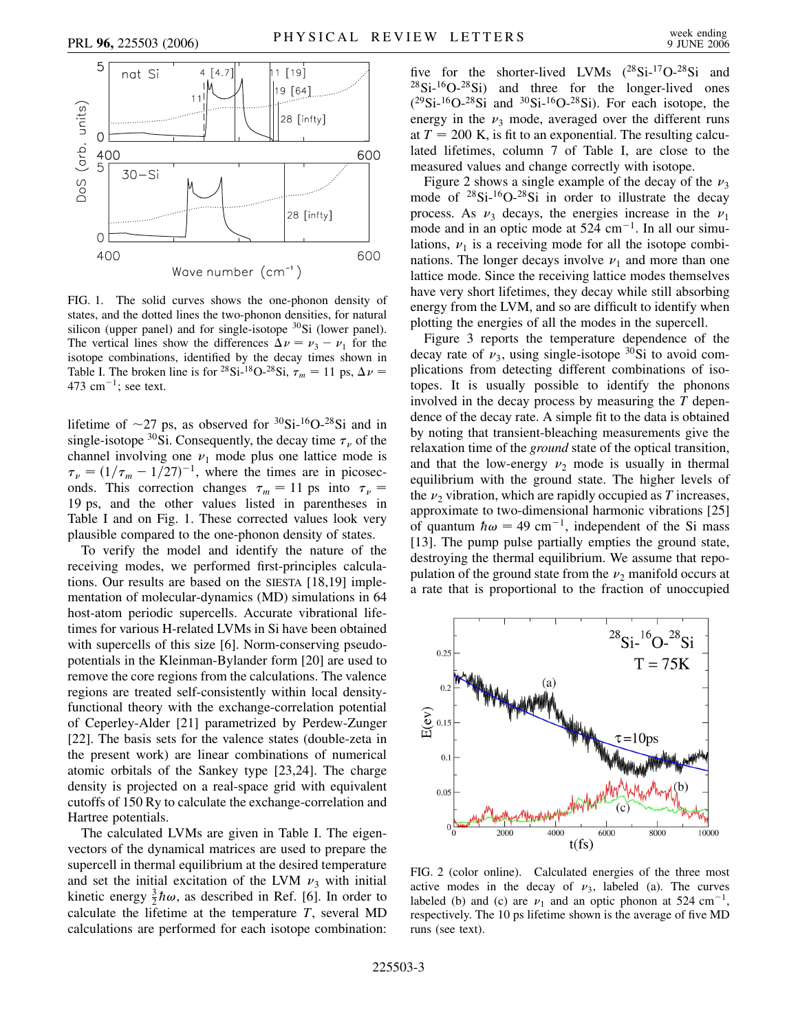FIG. 1. The solid curves shows the one-phonon density of states, and the dotted lines the two-phonon densities, for natural silicon (upper panel) and for single-isotope $^{30}$Si (lower panel). The vertical lines show the differences $\Delta\nu = \nu_3 - \nu_1$ for the isotope combinations, identified by the decay times shown in Table I. The broken line is for $^{28}$Si-$^{18}$O-$^{28}$Si, $\tau_m = 11$ ps, $\Delta\nu = 473$ cm$^{-1}$; see text.

lifetime of ~27 ps, as observed for $^{30}$Si-$^{16}$O-$^{28}$Si and in single-isotope $^{30}$Si. Consequently, the decay time $\tau_\nu$ of the channel involving one $\nu_1$ mode plus one lattice mode is $\tau_\nu = (1/\tau_m - 1/27)^{-1}$, where the times are in picoseconds. This correction changes $\tau_m = 11$ ps into $\tau_\nu = 19$ ps, and the other values listed in parentheses in Table I and on Fig. 1. These corrected values look very plausible compared to the one-phonon density of states.

To verify the model and identify the nature of the receiving modes, we performed first-principles calculations. Our results are based on the SIESTA [18,19] implementation of molecular-dynamics (MD) simulations in 64 host-atom periodic supercells. Accurate vibrational lifetimes for various H-related LVMs in Si have been obtained with supercells of this size [6]. Norm-conserving pseudopotentials in the Kleinman-Bylander form [20] are used to remove the core regions from the calculations. The valence regions are treated self-consistently within local density-functional theory with the exchange-correlation potential of Ceperley-Alder [21] parametrized by Perdew-Zunger [22]. The basis sets for the valence states (double-zeta in the present work) are linear combinations of numerical atomic orbitals of the Sankey type [23,24]. The charge density is projected on a real-space grid with equivalent cutoffs of 150 Ry to calculate the exchange-correlation and Hartree potentials.

The calculated LVMs are given in Table I. The eigenvectors of the dynamical matrices are used to prepare the supercell in thermal equilibrium at the desired temperature and set the initial excitation of the LVM $\nu_3$ with initial kinetic energy $\frac{3}{2}\hbar\omega$, as described in Ref. [6]. In order to calculate the lifetime at the temperature $T$, several MD calculations are performed for each isotope combination: five for the shorter-lived LVMs ($^{28}$Si-$^{17}$O-$^{28}$Si and $^{28}$Si-$^{16}$O-$^{28}$Si) and three for the longer-lived ones ($^{29}$Si-$^{16}$O-$^{28}$Si and $^{30}$Si-$^{16}$O-$^{28}$Si). For each isotope, the energy in the $\nu_3$ mode, averaged over the different runs at $T = 200$ K, is fit to an exponential. The resulting calculated lifetimes, column 7 of Table I, are close to the measured values and change correctly with isotope.

Figure 2 shows a single example of the decay of the $\nu_3$ mode of $^{28}$Si-$^{16}$O-$^{28}$Si in order to illustrate the decay process. As $\nu_3$ decays, the energies increase in the $\nu_1$ mode and in an optic mode at 524 cm$^{-1}$. In all our simulations, $\nu_1$ is a receiving mode for all the isotope combinations. The longer decays involve $\nu_1$ and more than one lattice mode. Since the receiving lattice modes themselves have very short lifetimes, they decay while still absorbing energy from the LVM, and so are difficult to identify when plotting the energies of all the modes in the supercell.

Figure 3 reports the temperature dependence of the decay rate of $\nu_3$, using single-isotope $^{30}$Si to avoid complications from detecting different combinations of isotopes. It is usually possible to identify the phonons involved in the decay process by measuring the $T$ dependence of the decay rate. A simple fit to the data is obtained by noting that transient-bleaching measurements give the relaxation time of the optical transition, and that the low-energy $\nu_2$ mode is usually in thermal equilibrium with the ground state. The higher levels of the $\nu_2$ vibration, which are rapidly occupied as $T$ increases, approximate to two-dimensional harmonic vibrations [25] of quantum $\hbar\omega = 49$ cm$^{-1}$, independent of the Si mass [13]. The pump pulse partially empties the ground state, destroying the thermal equilibrium. We assume that repopulation of the ground state from the $\nu_2$ manifold occurs at a rate that is proportional to the fraction of unoccupied

FIG. 2 (color online). Calculated energies of the three most active modes in the decay of $\nu_3$, labeled (a). The curves labeled (b) and (c) are $\nu_1$ and an optic phonon at 524 cm$^{-1}$, respectively. The 10 ps lifetime shown is the average of five MD runs (see text).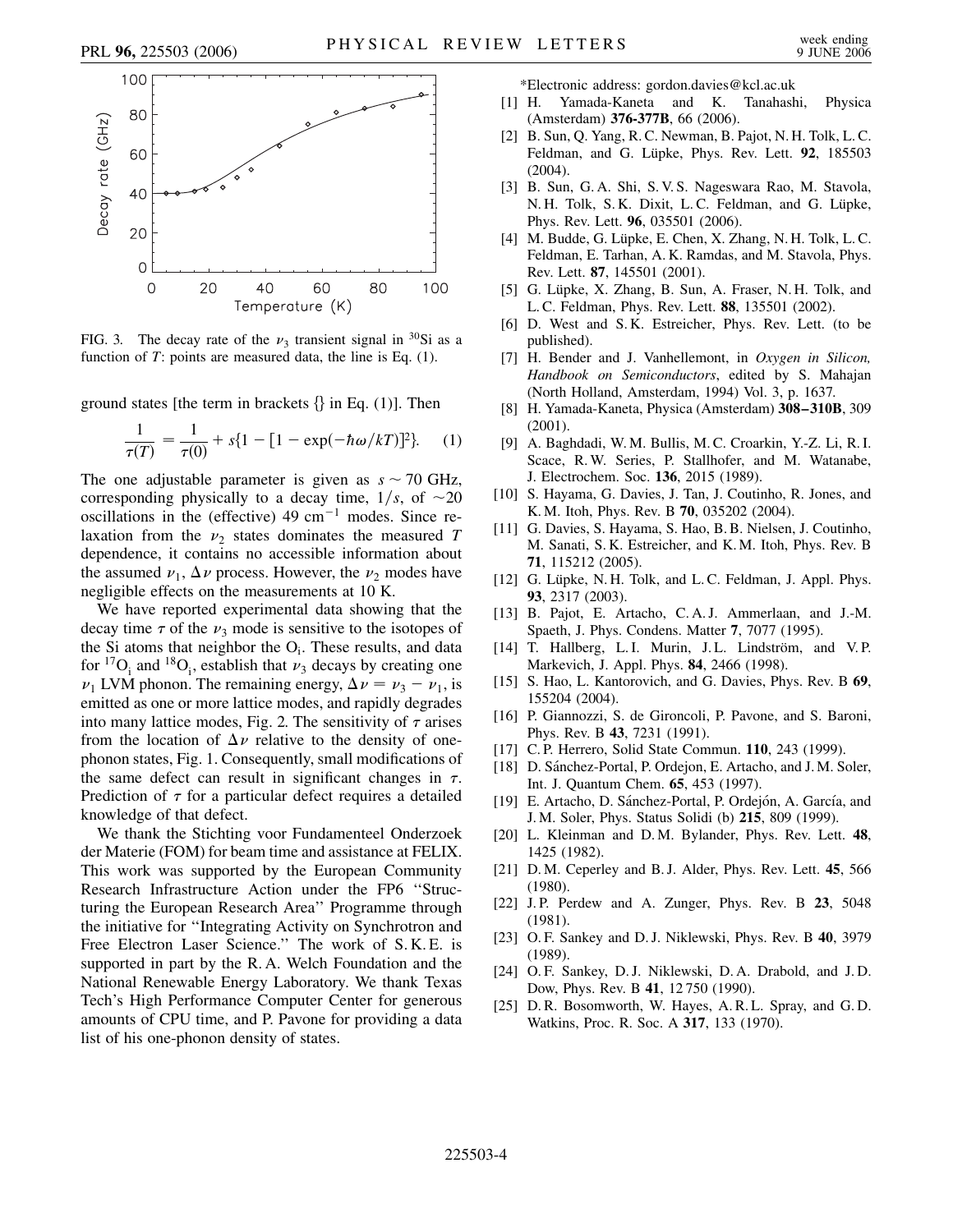Decay rate (GHz)

100
80
60
40
20
0

0 20 40 60 80 100

Temperature (K)

FIG. 3. The decay rate of the $\nu_3$ transient signal in $^{30}$Si as a function of $T$: points are measured data, the line is Eq. (1).

ground states [the term in brackets {} in Eq. (1)]. Then

$$\frac{1}{\tau(T)} = \frac{1}{\tau(0)} + s\{1 - [1 - \exp(-\hbar\omega/kT)]^2\}. \quad (1)$$

The one adjustable parameter is given as $s \sim 70$ GHz, corresponding physically to a decay time, $1/s$, of $\sim 20$ oscillations in the (effective) 49 cm$^{-1}$ modes. Since relaxation from the $\nu_2$ states dominates the measured $T$ dependence, it contains no accessible information about the assumed $\nu_1$, $\Delta\nu$ process. However, the $\nu_2$ modes have negligible effects on the measurements at 10 K.

We have reported experimental data showing that the decay time $\tau$ of the $\nu_3$ mode is sensitive to the isotopes of the Si atoms that neighbor the O$_i$. These results, and data for $^{17}$O$_i$ and $^{18}$O$_i$, establish that $\nu_3$ decays by creating one $\nu_1$ LVM phonon. The remaining energy, $\Delta\nu = \nu_3 - \nu_1$, is emitted as one or more lattice modes, and rapidly degrades into many lattice modes, Fig. 2. The sensitivity of $\tau$ arises from the location of $\Delta\nu$ relative to the density of one-phonon states, Fig. 1. Consequently, small modifications of the same defect can result in significant changes in $\tau$. Prediction of $\tau$ for a particular defect requires a detailed knowledge of that defect.

We thank the Stichting voor Fundamenteel Onderzoek der Materie (FOM) for beam time and assistance at FELIX. This work was supported by the European Community Research Infrastructure Action under the FP6 "Structuring the European Research Area" Programme through the initiative for "Integrating Activity on Synchrotron and Free Electron Laser Science." The work of S. K. E. is supported in part by the R. A. Welch Foundation and the National Renewable Energy Laboratory. We thank Texas Tech's High Performance Computer Center for generous amounts of CPU time, and P. Pavone for providing a data list of his one-phonon density of states.

*Electronic address: gordon.davies@kcl.ac.uk

[1] H. Yamada-Kaneta and K. Tanahashi, Physica (Amsterdam) **376-377B**, 66 (2006).
[2] B. Sun, Q. Yang, R. C. Newman, B. Pajot, N. H. Tolk, L. C. Feldman, and G. Lüpke, Phys. Rev. Lett. **92**, 185503 (2004).
[3] B. Sun, G. A. Shi, S. V. S. Nageswara Rao, M. Stavola, N. H. Tolk, S. K. Dixit, L. C. Feldman, and G. Lüpke, Phys. Rev. Lett. **96**, 035501 (2006).
[4] M. Budde, G. Lüpke, E. Chen, X. Zhang, N. H. Tolk, L. C. Feldman, E. Tarhan, A. K. Ramdas, and M. Stavola, Phys. Rev. Lett. **87**, 145501 (2001).
[5] G. Lüpke, X. Zhang, B. Sun, A. Fraser, N. H. Tolk, and L. C. Feldman, Phys. Rev. Lett. **88**, 135501 (2002).
[6] D. West and S. K. Estreicher, Phys. Rev. Lett. (to be published).
[7] H. Bender and J. Vanhellemont, in *Oxygen in Silicon, Handbook on Semiconductors*, edited by S. Mahajan (North Holland, Amsterdam, 1994) Vol. 3, p. 1637.
[8] H. Yamada-Kaneta, Physica (Amsterdam) **308–310B**, 309 (2001).
[9] A. Baghdadi, W. M. Bullis, M. C. Croarkin, Y.-Z. Li, R. I. Scace, R. W. Series, P. Stallhofer, and M. Watanabe, J. Electrochem. Soc. **136**, 2015 (1989).
[10] S. Hayama, G. Davies, J. Tan, J. Coutinho, R. Jones, and K. M. Itoh, Phys. Rev. B **70**, 035202 (2004).
[11] G. Davies, S. Hayama, S. Hao, B. B. Nielsen, J. Coutinho, M. Sanati, S. K. Estreicher, and K. M. Itoh, Phys. Rev. B **71**, 115212 (2005).
[12] G. Lüpke, N. H. Tolk, and L. C. Feldman, J. Appl. Phys. **93**, 2317 (2003).
[13] B. Pajot, E. Artacho, C. A. J. Ammerlaan, and J.-M. Spaeth, J. Phys. Condens. Matter **7**, 7077 (1995).
[14] T. Hallberg, L. I. Murin, J. L. Lindström, and V. P. Markevich, J. Appl. Phys. **84**, 2466 (1998).
[15] S. Hao, L. Kantorovich, and G. Davies, Phys. Rev. B **69**, 155204 (2004).
[16] P. Giannozzi, S. de Gironcoli, P. Pavone, and S. Baroni, Phys. Rev. B **43**, 7231 (1991).
[17] C. P. Herrero, Solid State Commun. **110**, 243 (1999).
[18] D. Sánchez-Portal, P. Ordejon, E. Artacho, and J. M. Soler, Int. J. Quantum Chem. **65**, 453 (1997).
[19] E. Artacho, D. Sánchez-Portal, P. Ordejón, A. García, and J. M. Soler, Phys. Status Solidi (b) **215**, 809 (1999).
[20] L. Kleinman and D. M. Bylander, Phys. Rev. Lett. **48**, 1425 (1982).
[21] D. M. Ceperley and B. J. Alder, Phys. Rev. Lett. **45**, 566 (1980).
[22] J. P. Perdew and A. Zunger, Phys. Rev. B **23**, 5048 (1981).
[23] O. F. Sankey and D. J. Niklewski, Phys. Rev. B **40**, 3979 (1989).
[24] O. F. Sankey, D. J. Niklewski, D. A. Drabold, and J. D. Dow, Phys. Rev. B **41**, 12 750 (1990).
[25] D. R. Bosomworth, W. Hayes, A. R. L. Spray, and G. D. Watkins, Proc. R. Soc. A **317**, 133 (1970).